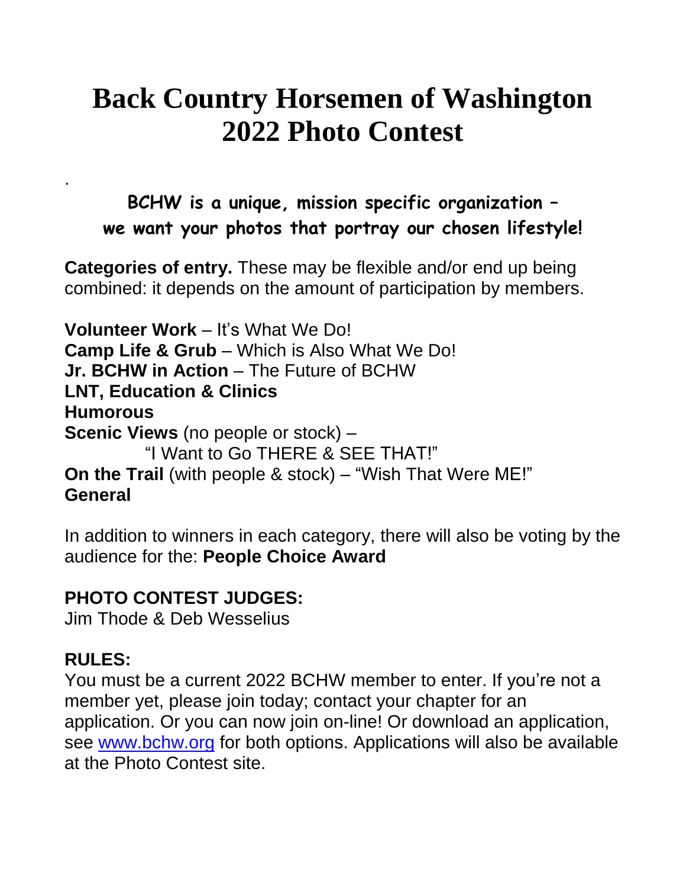# Back Country Horsemen of Washington
# 2022 Photo Contest

.

**BCHW is a unique, mission specific organization – we want your photos that portray our chosen lifestyle!**

**Categories of entry.** These may be flexible and/or end up being combined: it depends on the amount of participation by members.

**Volunteer Work** – It's What We Do!
**Camp Life & Grub** – Which is Also What We Do!
**Jr. BCHW in Action** – The Future of BCHW
**LNT, Education & Clinics**
**Humorous**
**Scenic Views** (no people or stock) –
"I Want to Go THERE & SEE THAT!"
**On the Trail** (with people & stock) – "Wish That Were ME!"
**General**

In addition to winners in each category, there will also be voting by the audience for the: **People Choice Award**

## PHOTO CONTEST JUDGES:

Jim Thode & Deb Wesselius

## RULES:

You must be a current 2022 BCHW member to enter. If you're not a member yet, please join today; contact your chapter for an application. Or you can now join on-line! Or download an application, see www.bchw.org for both options. Applications will also be available at the Photo Contest site.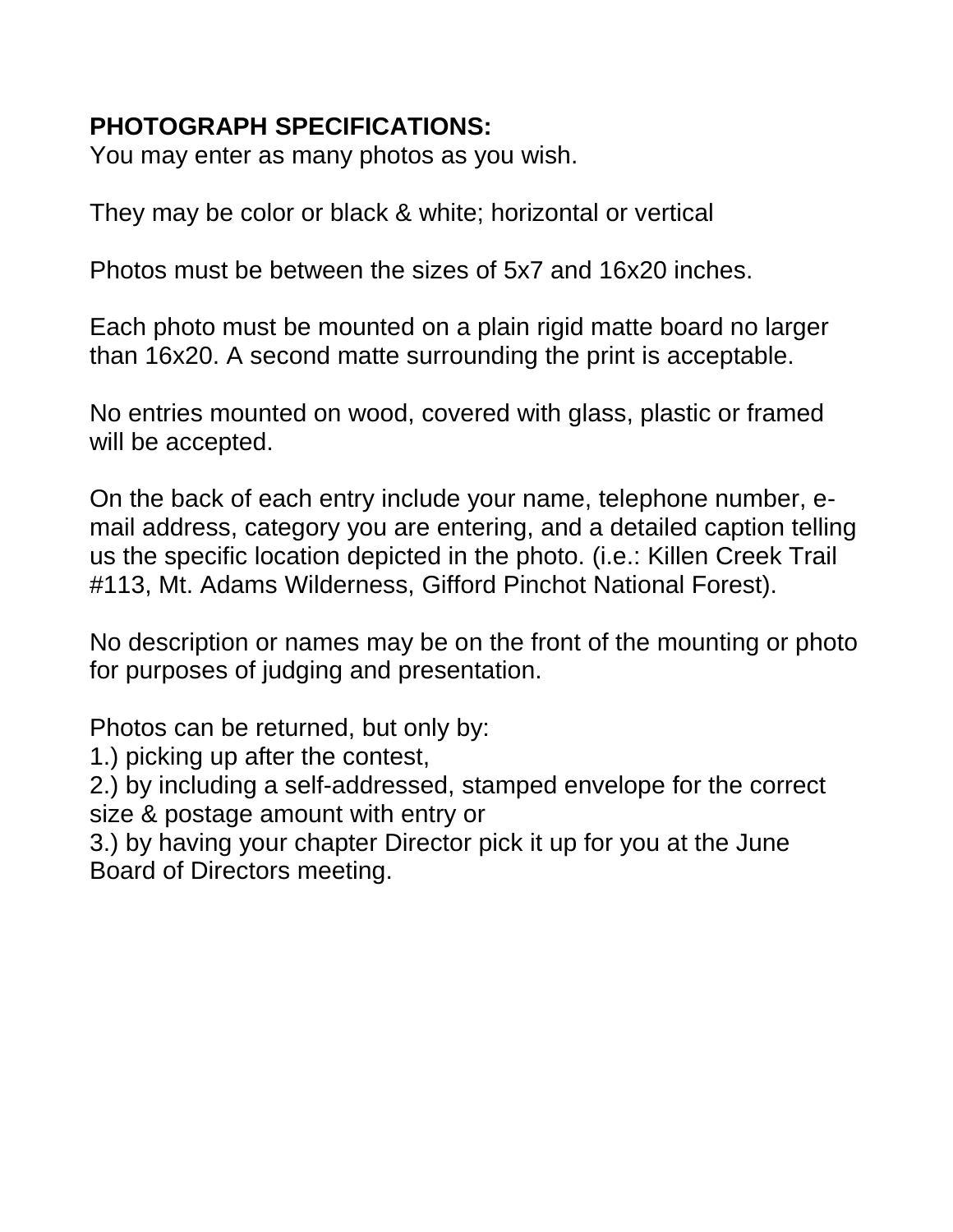**PHOTOGRAPH SPECIFICATIONS:**
You may enter as many photos as you wish.

They may be color or black & white; horizontal or vertical

Photos must be between the sizes of 5x7 and 16x20 inches.

Each photo must be mounted on a plain rigid matte board no larger than 16x20. A second matte surrounding the print is acceptable.

No entries mounted on wood, covered with glass, plastic or framed will be accepted.

On the back of each entry include your name, telephone number, e-mail address, category you are entering, and a detailed caption telling us the specific location depicted in the photo. (i.e.: Killen Creek Trail #113, Mt. Adams Wilderness, Gifford Pinchot National Forest).

No description or names may be on the front of the mounting or photo for purposes of judging and presentation.

Photos can be returned, but only by:
1.) picking up after the contest,
2.) by including a self-addressed, stamped envelope for the correct size & postage amount with entry or
3.) by having your chapter Director pick it up for you at the June Board of Directors meeting.